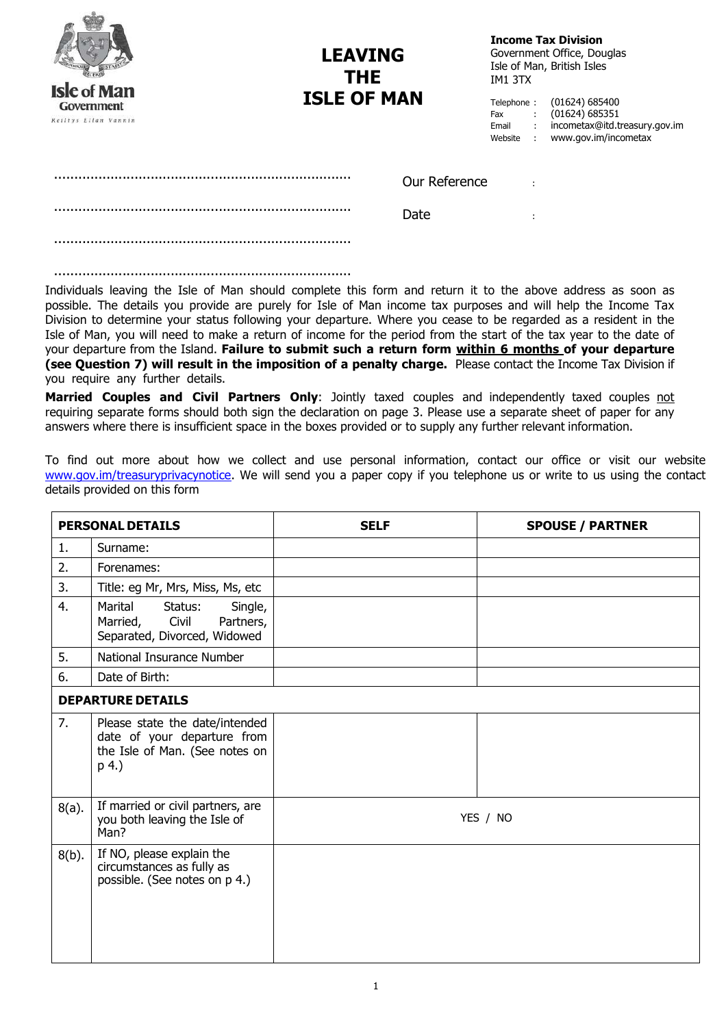Isle of Man Government

Reiltys Ellan Vannin

# LEAVING THE ISLE OF MAN

**Income Tax Division**
Government Office, Douglas
Isle of Man, British Isles
IM1 3TX

Telephone : (01624) 685400
Fax : (01624) 685351
Email : incometax@itd.treasury.gov.im
Website : www.gov.im/incometax

..........................................................................

..........................................................................

..........................................................................

..........................................................................

Our Reference :

Date :

Individuals leaving the Isle of Man should complete this form and return it to the above address as soon as possible. The details you provide are purely for Isle of Man income tax purposes and will help the Income Tax Division to determine your status following your departure. Where you cease to be regarded as a resident in the Isle of Man, you will need to make a return of income for the period from the start of the tax year to the date of your departure from the Island. **Failure to submit such a return form <u>within 6 months</u> of your departure (see Question 7) will result in the imposition of a penalty charge.** Please contact the Income Tax Division if you require any further details.

**Married Couples and Civil Partners Only**: Jointly taxed couples and independently taxed couples <u>not</u> requiring separate forms should both sign the declaration on page 3. Please use a separate sheet of paper for any answers where there is insufficient space in the boxes provided or to supply any further relevant information.

To find out more about how we collect and use personal information, contact our office or visit our website www.gov.im/treasuryprivacynotice. We will send you a paper copy if you telephone us or write to us using the contact details provided on this form

| PERSONAL DETAILS | | SELF | SPOUSE / PARTNER |
|---|---|---|---|
| 1. | Surname: | | |
| 2. | Forenames: | | |
| 3. | Title: eg Mr, Mrs, Miss, Ms, etc | | |
| 4. | Marital Status: Single, Married, Civil Partners, Separated, Divorced, Widowed | | |
| 5. | National Insurance Number | | |
| 6. | Date of Birth: | | |
| **DEPARTURE DETAILS** | | | |
| 7. | Please state the date/intended date of your departure from the Isle of Man. (See notes on p 4.) | | |
| 8(a). | If married or civil partners, are you both leaving the Isle of Man? | YES / NO | |
| 8(b). | If NO, please explain the circumstances as fully as possible. (See notes on p 4.) | | |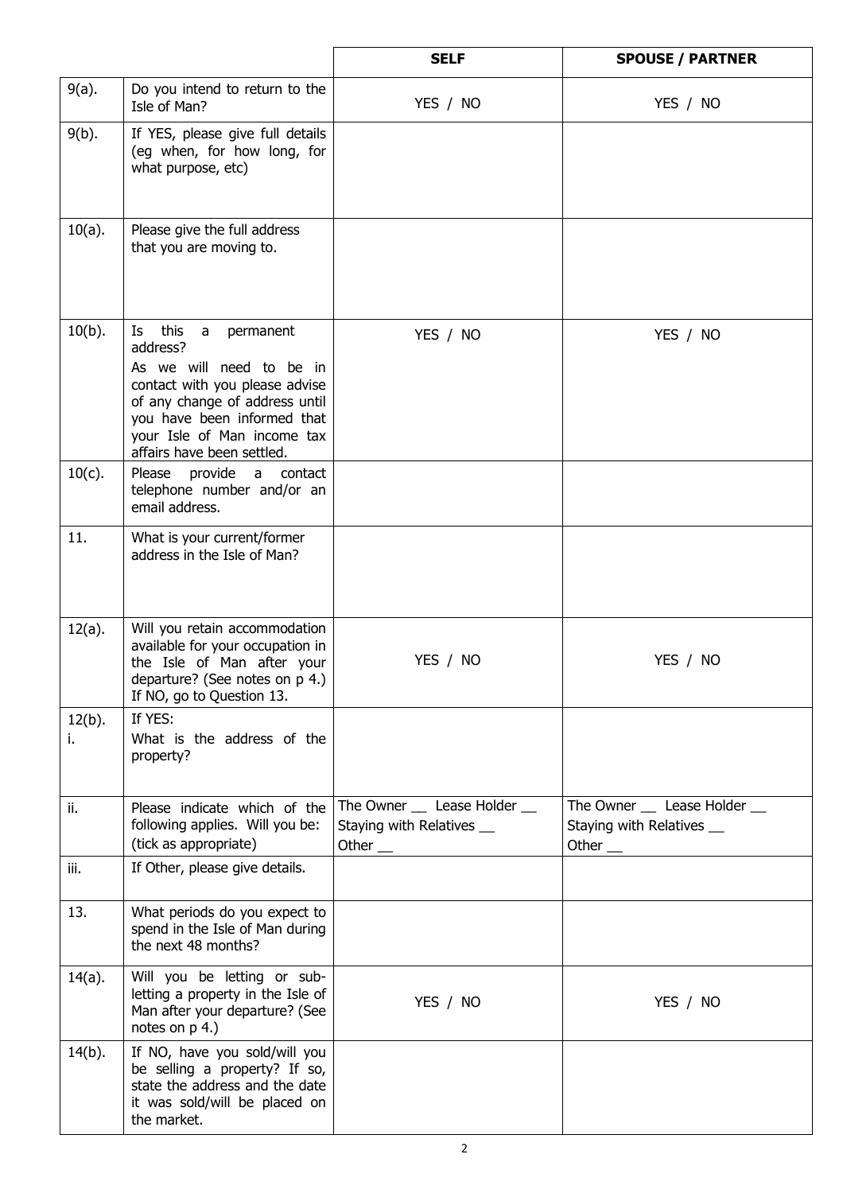| | | SELF | SPOUSE / PARTNER |
|---|---|---|---|
| 9(a). | Do you intend to return to the Isle of Man? | YES / NO | YES / NO |
| 9(b). | If YES, please give full details (eg when, for how long, for what purpose, etc) | | |
| 10(a). | Please give the full address that you are moving to. | | |
| 10(b). | Is this a permanent address? As we will need to be in contact with you please advise of any change of address until you have been informed that your Isle of Man income tax affairs have been settled. | YES / NO | YES / NO |
| 10(c). | Please provide a contact telephone number and/or an email address. | | |
| 11. | What is your current/former address in the Isle of Man? | | |
| 12(a). | Will you retain accommodation available for your occupation in the Isle of Man after your departure? (See notes on p 4.) If NO, go to Question 13. | YES / NO | YES / NO |
| 12(b). i. | If YES: What is the address of the property? | | |
| ii. | Please indicate which of the following applies. Will you be: (tick as appropriate) | The Owner __ Lease Holder __ Staying with Relatives __ Other __ | The Owner __ Lease Holder __ Staying with Relatives __ Other __ |
| iii. | If Other, please give details. | | |
| 13. | What periods do you expect to spend in the Isle of Man during the next 48 months? | | |
| 14(a). | Will you be letting or sub-letting a property in the Isle of Man after your departure? (See notes on p 4.) | YES / NO | YES / NO |
| 14(b). | If NO, have you sold/will you be selling a property? If so, state the address and the date it was sold/will be placed on the market. | | |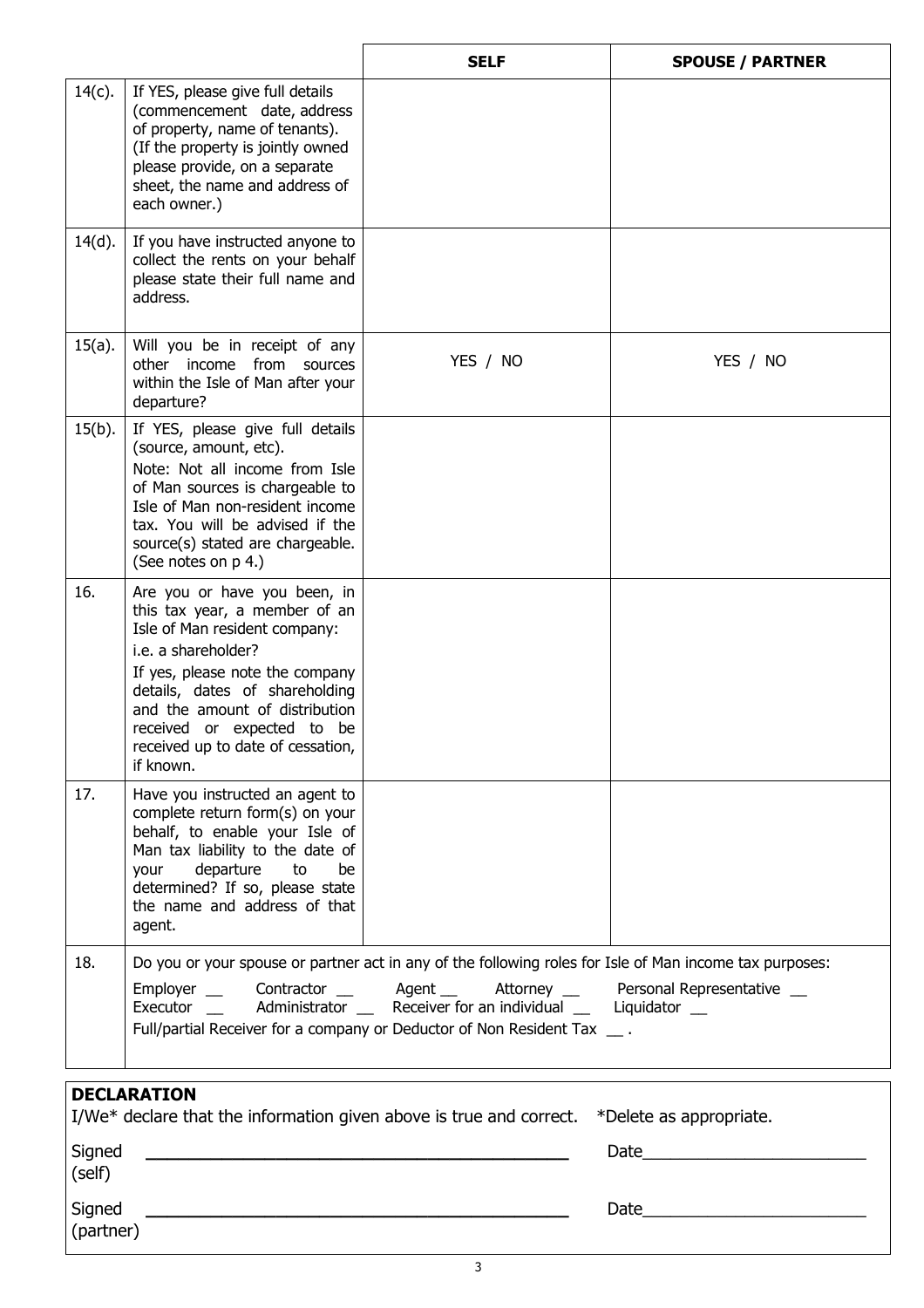| | | SELF | SPOUSE / PARTNER |
|---|---|---|---|
| 14(c). | If YES, please give full details (commencement date, address of property, name of tenants). (If the property is jointly owned please provide, on a separate sheet, the name and address of each owner.) | | |
| 14(d). | If you have instructed anyone to collect the rents on your behalf please state their full name and address. | | |
| 15(a). | Will you be in receipt of any other income from sources within the Isle of Man after your departure? | YES / NO | YES / NO |
| 15(b). | If YES, please give full details (source, amount, etc).<br>Note: Not all income from Isle of Man sources is chargeable to Isle of Man non-resident income tax. You will be advised if the source(s) stated are chargeable. (See notes on p 4.) | | |
| 16. | Are you or have you been, in this tax year, a member of an Isle of Man resident company:<br>i.e. a shareholder?<br>If yes, please note the company details, dates of shareholding and the amount of distribution received or expected to be received up to date of cessation, if known. | | |
| 17. | Have you instructed an agent to complete return form(s) on your behalf, to enable your Isle of Man tax liability to the date of your departure to be determined? If so, please state the name and address of that agent. | | |
| 18. | Do you or your spouse or partner act in any of the following roles for Isle of Man income tax purposes:<br>Employer __ Contractor __ Agent __ Attorney __ Personal Representative __<br>Executor __ Administrator __ Receiver for an individual __ Liquidator __<br>Full/partial Receiver for a company or Deductor of Non Resident Tax __ . | | |

**DECLARATION**

I/We* declare that the information given above is true and correct. *Delete as appropriate.

Signed (self) ________________________________ Date____________________

Signed (partner) ________________________________ Date____________________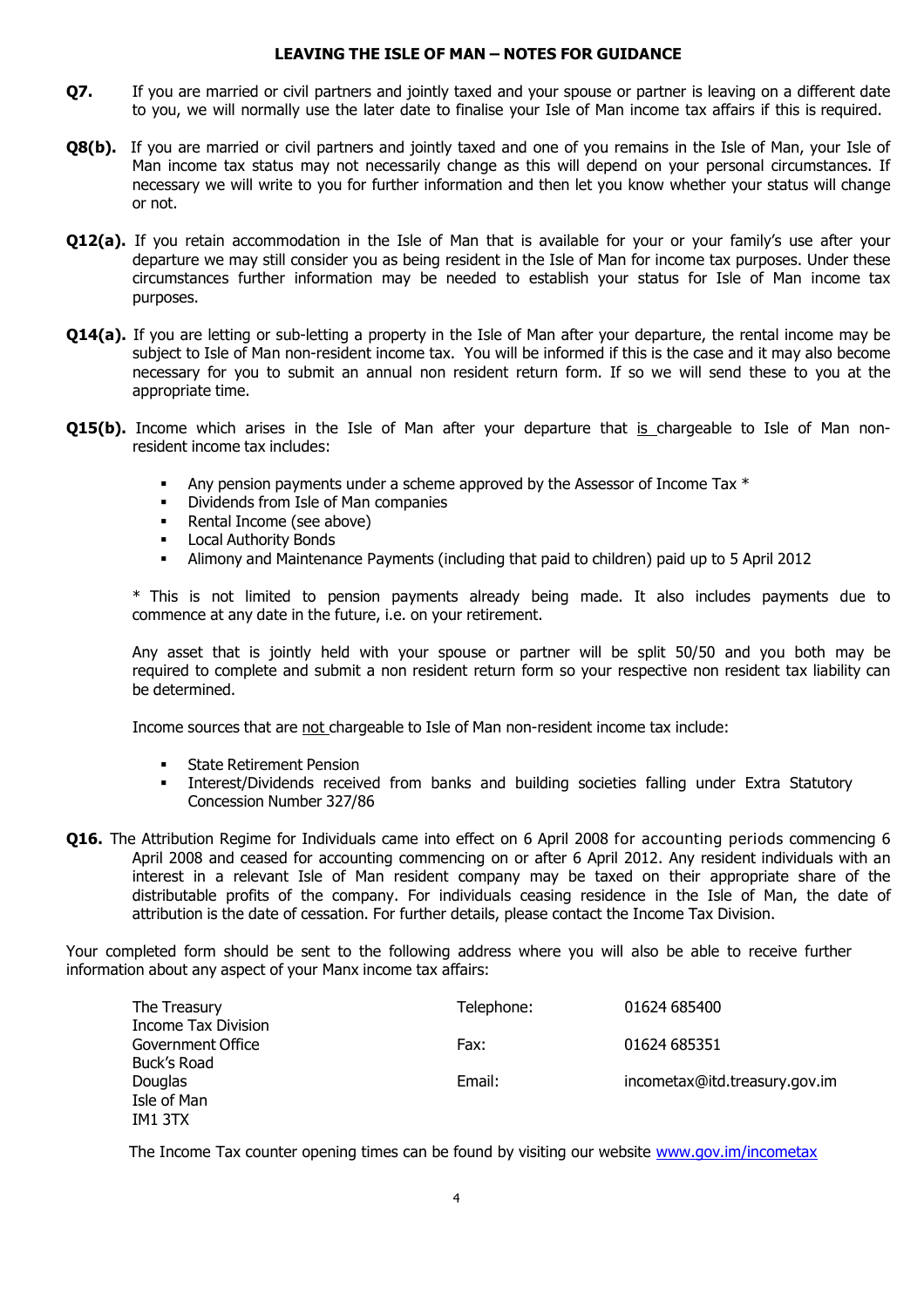**LEAVING THE ISLE OF MAN – NOTES FOR GUIDANCE**

**Q7.** If you are married or civil partners and jointly taxed and your spouse or partner is leaving on a different date to you, we will normally use the later date to finalise your Isle of Man income tax affairs if this is required.

**Q8(b).** If you are married or civil partners and jointly taxed and one of you remains in the Isle of Man, your Isle of Man income tax status may not necessarily change as this will depend on your personal circumstances. If necessary we will write to you for further information and then let you know whether your status will change or not.

**Q12(a).** If you retain accommodation in the Isle of Man that is available for your or your family's use after your departure we may still consider you as being resident in the Isle of Man for income tax purposes. Under these circumstances further information may be needed to establish your status for Isle of Man income tax purposes.

**Q14(a).** If you are letting or sub-letting a property in the Isle of Man after your departure, the rental income may be subject to Isle of Man non-resident income tax. You will be informed if this is the case and it may also become necessary for you to submit an annual non resident return form. If so we will send these to you at the appropriate time.

**Q15(b).** Income which arises in the Isle of Man after your departure that is chargeable to Isle of Man non-resident income tax includes:

- Any pension payments under a scheme approved by the Assessor of Income Tax *
- Dividends from Isle of Man companies
- Rental Income (see above)
- Local Authority Bonds
- Alimony and Maintenance Payments (including that paid to children) paid up to 5 April 2012

\* This is not limited to pension payments already being made. It also includes payments due to commence at any date in the future, i.e. on your retirement.

Any asset that is jointly held with your spouse or partner will be split 50/50 and you both may be required to complete and submit a non resident return form so your respective non resident tax liability can be determined.

Income sources that are not chargeable to Isle of Man non-resident income tax include:

- State Retirement Pension
- Interest/Dividends received from banks and building societies falling under Extra Statutory Concession Number 327/86

**Q16.** The Attribution Regime for Individuals came into effect on 6 April 2008 for accounting periods commencing 6 April 2008 and ceased for accounting commencing on or after 6 April 2012. Any resident individuals with an interest in a relevant Isle of Man resident company may be taxed on their appropriate share of the distributable profits of the company. For individuals ceasing residence in the Isle of Man, the date of attribution is the date of cessation. For further details, please contact the Income Tax Division.

Your completed form should be sent to the following address where you will also be able to receive further information about any aspect of your Manx income tax affairs:

The Treasury
Income Tax Division
Government Office
Buck's Road
Douglas
Isle of Man
IM1 3TX

Telephone: 01624 685400

Fax: 01624 685351

Email: incometax@itd.treasury.gov.im

The Income Tax counter opening times can be found by visiting our website www.gov.im/incometax